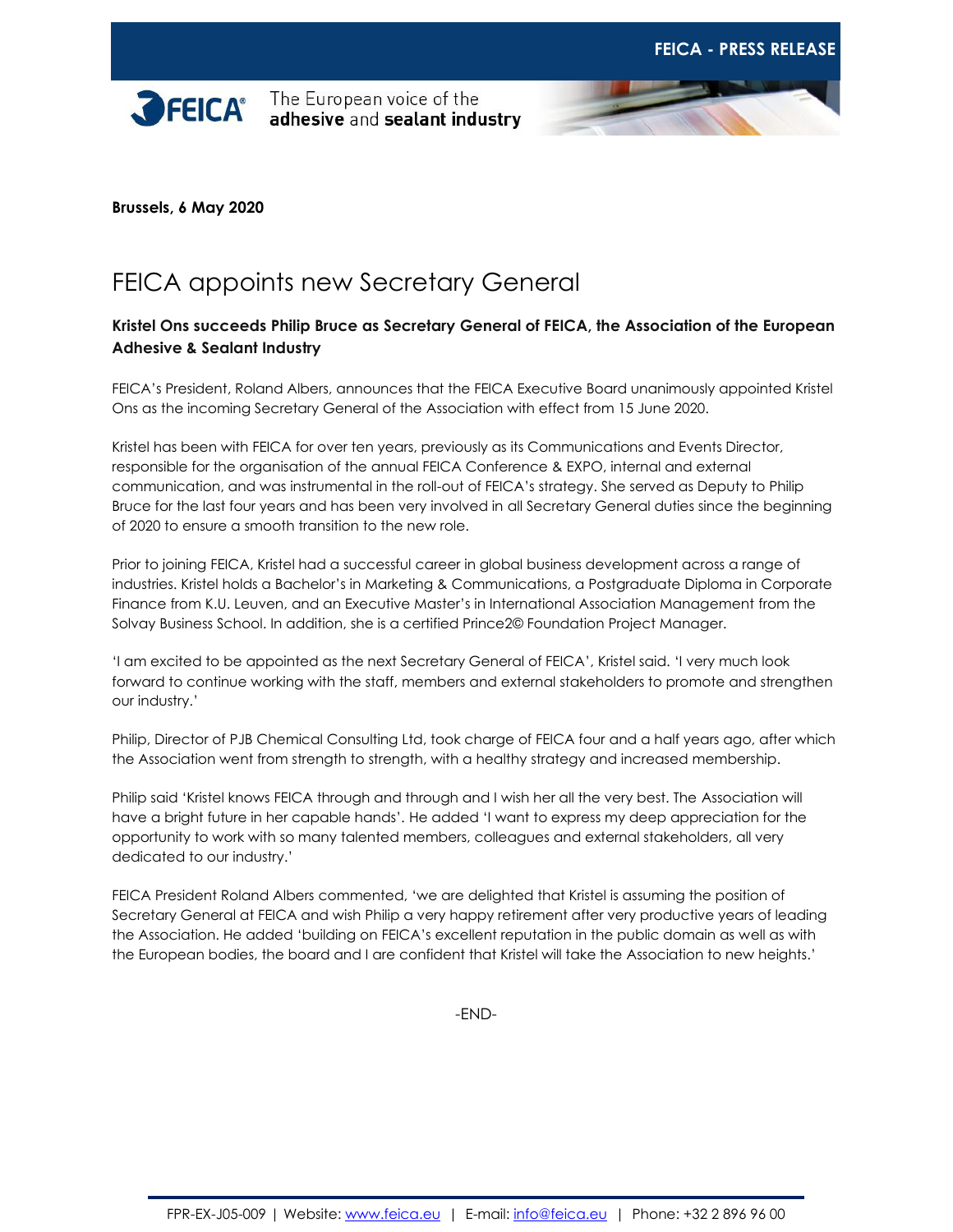FEICA - PRESS RELEASE

The European voice of the **adhesive** and **sealant industry**

**Brussels, 6 May 2020**

# FEICA appoints new Secretary General

**Kristel Ons succeeds Philip Bruce as Secretary General of FEICA, the Association of the European Adhesive & Sealant Industry**

FEICA's President, Roland Albers, announces that the FEICA Executive Board unanimously appointed Kristel Ons as the incoming Secretary General of the Association with effect from 15 June 2020.

Kristel has been with FEICA for over ten years, previously as its Communications and Events Director, responsible for the organisation of the annual FEICA Conference & EXPO, internal and external communication, and was instrumental in the roll-out of FEICA's strategy. She served as Deputy to Philip Bruce for the last four years and has been very involved in all Secretary General duties since the beginning of 2020 to ensure a smooth transition to the new role.

Prior to joining FEICA, Kristel had a successful career in global business development across a range of industries. Kristel holds a Bachelor's in Marketing & Communications, a Postgraduate Diploma in Corporate Finance from K.U. Leuven, and an Executive Master's in International Association Management from the Solvay Business School. In addition, she is a certified Prince2© Foundation Project Manager.

'I am excited to be appointed as the next Secretary General of FEICA', Kristel said. 'I very much look forward to continue working with the staff, members and external stakeholders to promote and strengthen our industry.'

Philip, Director of PJB Chemical Consulting Ltd, took charge of FEICA four and a half years ago, after which the Association went from strength to strength, with a healthy strategy and increased membership.

Philip said 'Kristel knows FEICA through and through and I wish her all the very best. The Association will have a bright future in her capable hands'. He added 'I want to express my deep appreciation for the opportunity to work with so many talented members, colleagues and external stakeholders, all very dedicated to our industry.'

FEICA President Roland Albers commented, 'we are delighted that Kristel is assuming the position of Secretary General at FEICA and wish Philip a very happy retirement after very productive years of leading the Association. He added 'building on FEICA's excellent reputation in the public domain as well as with the European bodies, the board and I are confident that Kristel will take the Association to new heights.'

-END-

FPR-EX-J05-009 | Website: www.feica.eu | E-mail: info@feica.eu | Phone: +32 2 896 96 00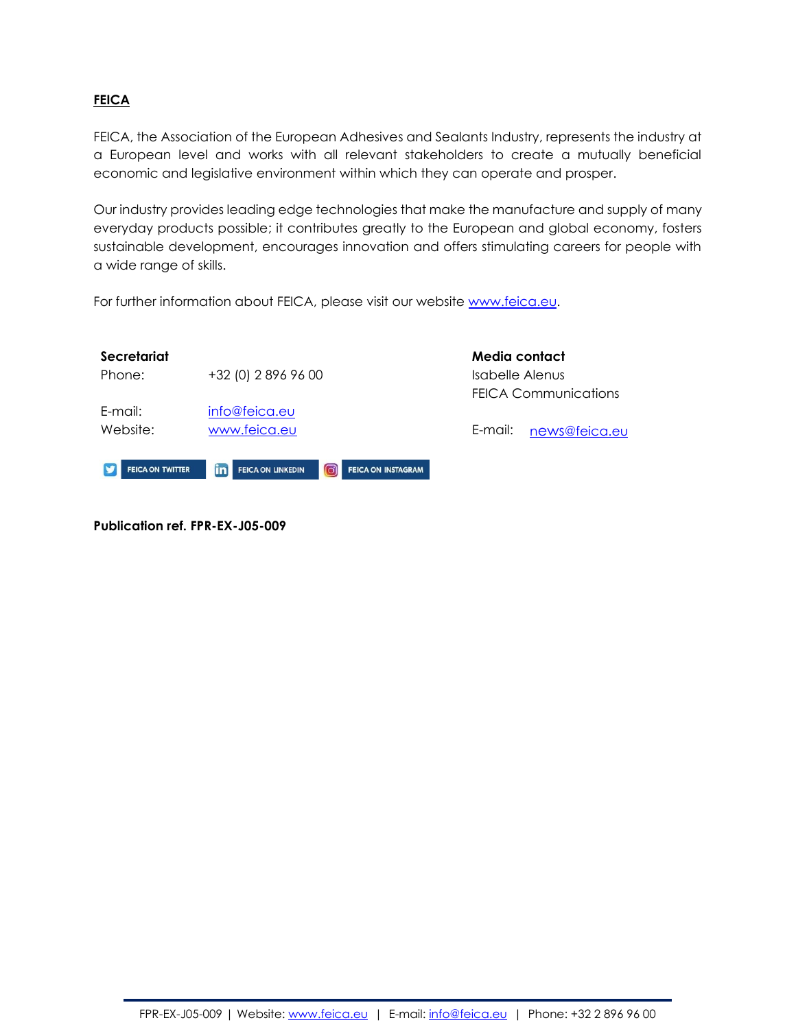**FEICA**

FEICA, the Association of the European Adhesives and Sealants Industry, represents the industry at a European level and works with all relevant stakeholders to create a mutually beneficial economic and legislative environment within which they can operate and prosper.

Our industry provides leading edge technologies that make the manufacture and supply of many everyday products possible; it contributes greatly to the European and global economy, fosters sustainable development, encourages innovation and offers stimulating careers for people with a wide range of skills.

For further information about FEICA, please visit our website www.feica.eu.

**Secretariat**

Phone: +32 (0) 2 896 96 00

E-mail: info@feica.eu

Website: www.feica.eu

**Media contact**

Isabelle Alenus

FEICA Communications

E-mail: news@feica.eu

FEICA ON TWITTER | FEICA ON LINKEDIN | FEICA ON INSTAGRAM

**Publication ref. FPR-EX-J05-009**